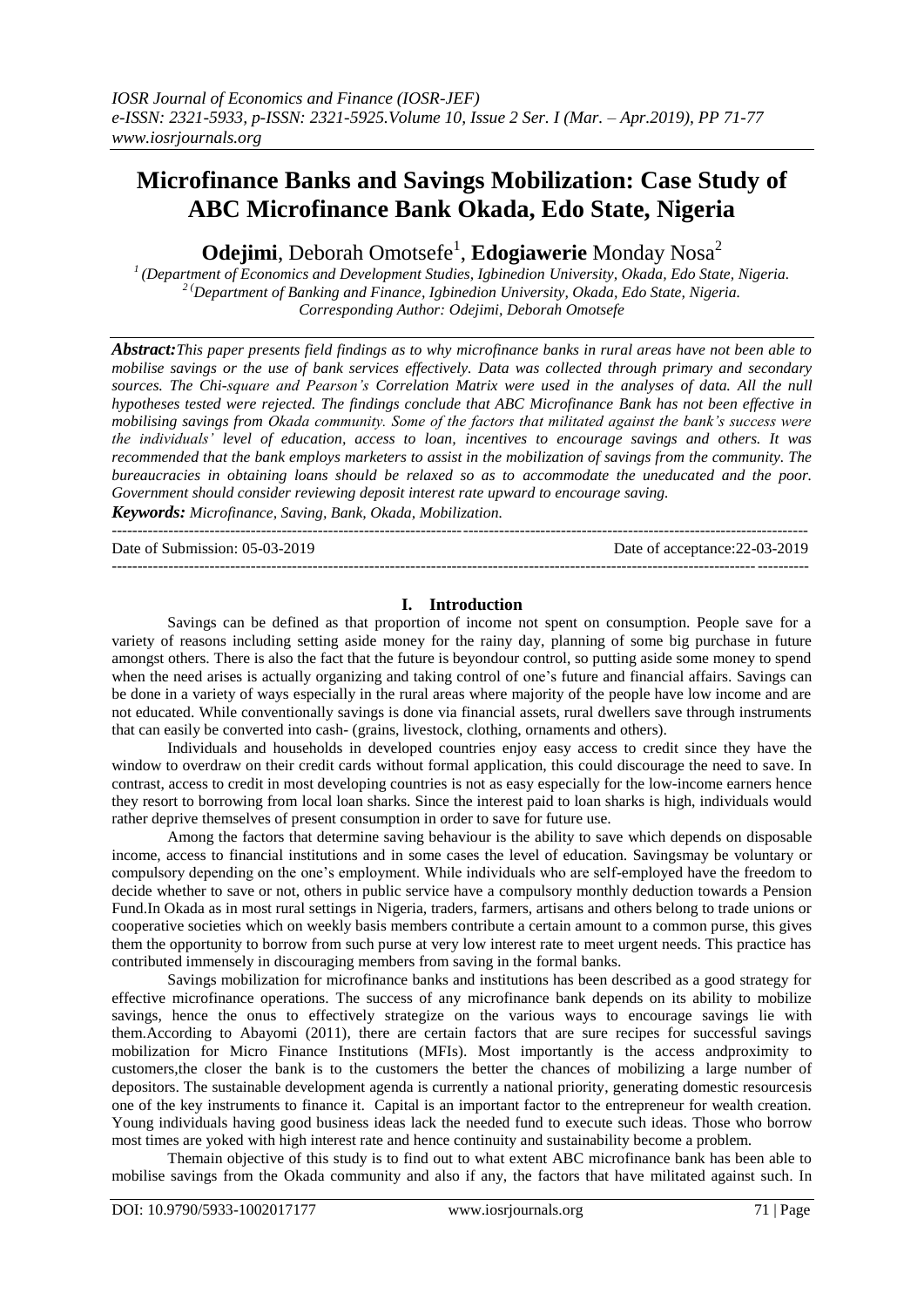# Microfinance Banks and Savings Mobilization: Case Study of ABC Microfinance Bank Okada, Edo State, Nigeria

**Odejimi**, Deborah Omotsefe[1], **Edogiawerie** Monday Nosa[2]

[1] (Department of Economics and Development Studies, Igbinedion University, Okada, Edo State, Nigeria.
[2] (Department of Banking and Finance, Igbinedion University, Okada, Edo State, Nigeria.
Corresponding Author: Odejimi, Deborah Omotsefe

***Abstract:*** *This paper presents field findings as to why microfinance banks in rural areas have not been able to mobilise savings or the use of bank services effectively. Data was collected through primary and secondary sources. The Chi-square and Pearson's Correlation Matrix were used in the analyses of data. All the null hypotheses tested were rejected. The findings conclude that ABC Microfinance Bank has not been effective in mobilising savings from Okada community. Some of the factors that militated against the bank's success were the individuals' level of education, access to loan, incentives to encourage savings and others. It was recommended that the bank employs marketers to assist in the mobilization of savings from the community. The bureaucracies in obtaining loans should be relaxed so as to accommodate the uneducated and the poor. Government should consider reviewing deposit interest rate upward to encourage saving.*

***Keywords:*** *Microfinance, Saving, Bank, Okada, Mobilization.*

---

Date of Submission: 05-03-2019 Date of acceptance:22-03-2019

---

## I. Introduction

Savings can be defined as that proportion of income not spent on consumption. People save for a variety of reasons including setting aside money for the rainy day, planning of some big purchase in future amongst others. There is also the fact that the future is beyondour control, so putting aside some money to spend when the need arises is actually organizing and taking control of one's future and financial affairs. Savings can be done in a variety of ways especially in the rural areas where majority of the people have low income and are not educated. While conventionally savings is done via financial assets, rural dwellers save through instruments that can easily be converted into cash- (grains, livestock, clothing, ornaments and others).

Individuals and households in developed countries enjoy easy access to credit since they have the window to overdraw on their credit cards without formal application, this could discourage the need to save. In contrast, access to credit in most developing countries is not as easy especially for the low-income earners hence they resort to borrowing from local loan sharks. Since the interest paid to loan sharks is high, individuals would rather deprive themselves of present consumption in order to save for future use.

Among the factors that determine saving behaviour is the ability to save which depends on disposable income, access to financial institutions and in some cases the level of education. Savingsmay be voluntary or compulsory depending on the one's employment. While individuals who are self-employed have the freedom to decide whether to save or not, others in public service have a compulsory monthly deduction towards a Pension Fund.In Okada as in most rural settings in Nigeria, traders, farmers, artisans and others belong to trade unions or cooperative societies which on weekly basis members contribute a certain amount to a common purse, this gives them the opportunity to borrow from such purse at very low interest rate to meet urgent needs. This practice has contributed immensely in discouraging members from saving in the formal banks.

Savings mobilization for microfinance banks and institutions has been described as a good strategy for effective microfinance operations. The success of any microfinance bank depends on its ability to mobilize savings, hence the onus to effectively strategize on the various ways to encourage savings lie with them.According to Abayomi (2011), there are certain factors that are sure recipes for successful savings mobilization for Micro Finance Institutions (MFIs). Most importantly is the access andproximity to customers,the closer the bank is to the customers the better the chances of mobilizing a large number of depositors. The sustainable development agenda is currently a national priority, generating domestic resourcesis one of the key instruments to finance it. Capital is an important factor to the entrepreneur for wealth creation. Young individuals having good business ideas lack the needed fund to execute such ideas. Those who borrow most times are yoked with high interest rate and hence continuity and sustainability become a problem.

Themain objective of this study is to find out to what extent ABC microfinance bank has been able to mobilise savings from the Okada community and also if any, the factors that have militated against such. In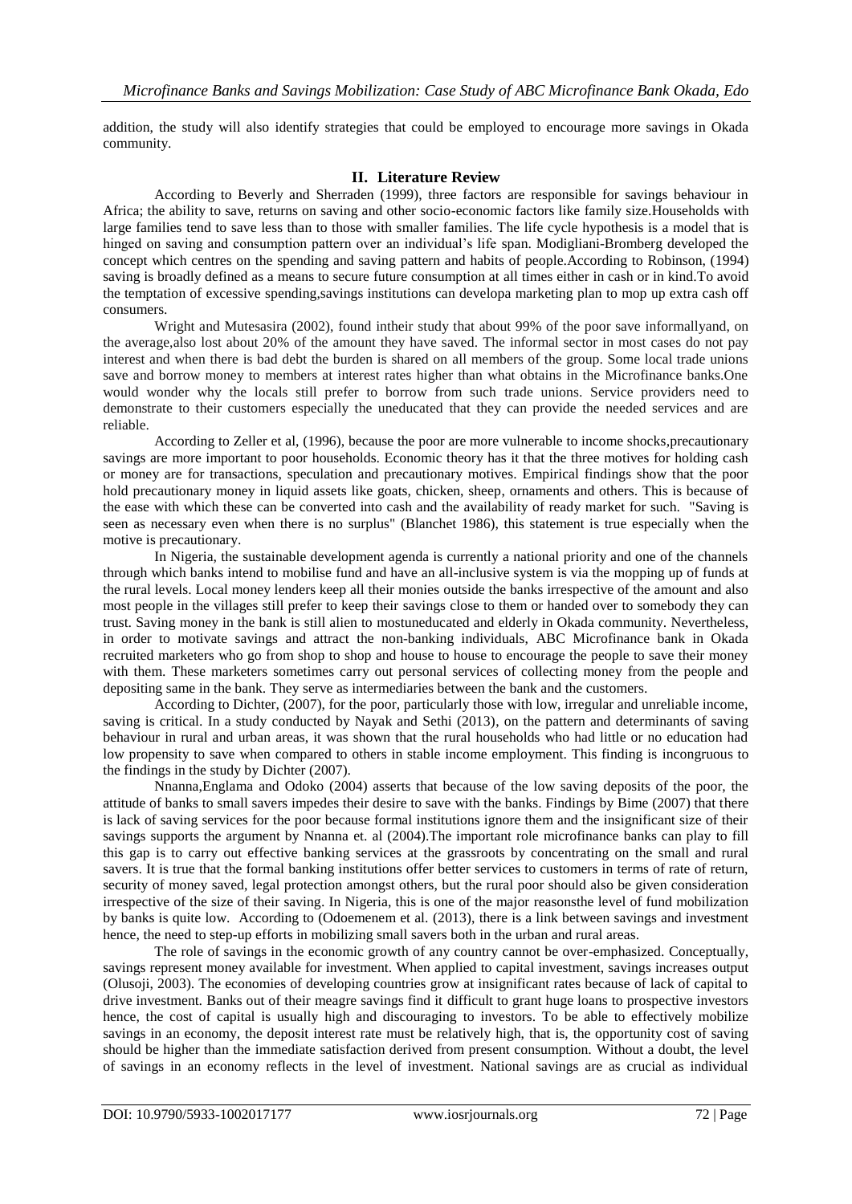addition, the study will also identify strategies that could be employed to encourage more savings in Okada community.

## II. Literature Review

According to Beverly and Sherraden (1999), three factors are responsible for savings behaviour in Africa; the ability to save, returns on saving and other socio-economic factors like family size.Households with large families tend to save less than to those with smaller families. The life cycle hypothesis is a model that is hinged on saving and consumption pattern over an individual's life span. Modigliani-Bromberg developed the concept which centres on the spending and saving pattern and habits of people.According to Robinson, (1994) saving is broadly defined as a means to secure future consumption at all times either in cash or in kind.To avoid the temptation of excessive spending,savings institutions can developa marketing plan to mop up extra cash off consumers.

Wright and Mutesasira (2002), found intheir study that about 99% of the poor save informallyand, on the average,also lost about 20% of the amount they have saved. The informal sector in most cases do not pay interest and when there is bad debt the burden is shared on all members of the group. Some local trade unions save and borrow money to members at interest rates higher than what obtains in the Microfinance banks.One would wonder why the locals still prefer to borrow from such trade unions. Service providers need to demonstrate to their customers especially the uneducated that they can provide the needed services and are reliable.

According to Zeller et al, (1996), because the poor are more vulnerable to income shocks,precautionary savings are more important to poor households. Economic theory has it that the three motives for holding cash or money are for transactions, speculation and precautionary motives. Empirical findings show that the poor hold precautionary money in liquid assets like goats, chicken, sheep, ornaments and others. This is because of the ease with which these can be converted into cash and the availability of ready market for such. "Saving is seen as necessary even when there is no surplus" (Blanchet 1986), this statement is true especially when the motive is precautionary.

In Nigeria, the sustainable development agenda is currently a national priority and one of the channels through which banks intend to mobilise fund and have an all-inclusive system is via the mopping up of funds at the rural levels. Local money lenders keep all their monies outside the banks irrespective of the amount and also most people in the villages still prefer to keep their savings close to them or handed over to somebody they can trust. Saving money in the bank is still alien to mostuneducated and elderly in Okada community. Nevertheless, in order to motivate savings and attract the non-banking individuals, ABC Microfinance bank in Okada recruited marketers who go from shop to shop and house to house to encourage the people to save their money with them. These marketers sometimes carry out personal services of collecting money from the people and depositing same in the bank. They serve as intermediaries between the bank and the customers.

According to Dichter, (2007), for the poor, particularly those with low, irregular and unreliable income, saving is critical. In a study conducted by Nayak and Sethi (2013), on the pattern and determinants of saving behaviour in rural and urban areas, it was shown that the rural households who had little or no education had low propensity to save when compared to others in stable income employment. This finding is incongruous to the findings in the study by Dichter (2007).

Nnanna,Englama and Odoko (2004) asserts that because of the low saving deposits of the poor, the attitude of banks to small savers impedes their desire to save with the banks. Findings by Bime (2007) that there is lack of saving services for the poor because formal institutions ignore them and the insignificant size of their savings supports the argument by Nnanna et. al (2004).The important role microfinance banks can play to fill this gap is to carry out effective banking services at the grassroots by concentrating on the small and rural savers. It is true that the formal banking institutions offer better services to customers in terms of rate of return, security of money saved, legal protection amongst others, but the rural poor should also be given consideration irrespective of the size of their saving. In Nigeria, this is one of the major reasonsthe level of fund mobilization by banks is quite low. According to (Odoemenem et al. (2013), there is a link between savings and investment hence, the need to step-up efforts in mobilizing small savers both in the urban and rural areas.

The role of savings in the economic growth of any country cannot be over-emphasized. Conceptually, savings represent money available for investment. When applied to capital investment, savings increases output (Olusoji, 2003). The economies of developing countries grow at insignificant rates because of lack of capital to drive investment. Banks out of their meagre savings find it difficult to grant huge loans to prospective investors hence, the cost of capital is usually high and discouraging to investors. To be able to effectively mobilize savings in an economy, the deposit interest rate must be relatively high, that is, the opportunity cost of saving should be higher than the immediate satisfaction derived from present consumption. Without a doubt, the level of savings in an economy reflects in the level of investment. National savings are as crucial as individual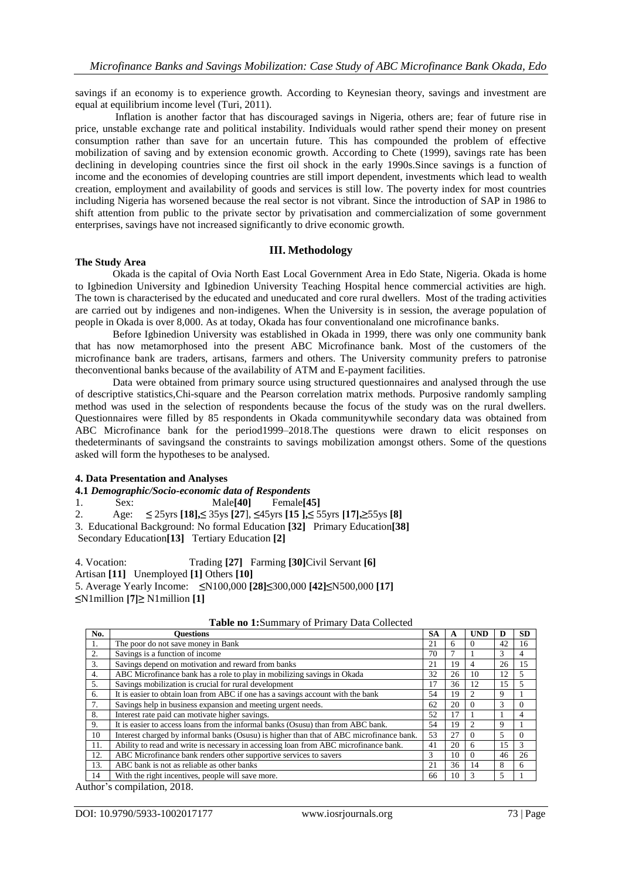savings if an economy is to experience growth. According to Keynesian theory, savings and investment are equal at equilibrium income level (Turi, 2011).

Inflation is another factor that has discouraged savings in Nigeria, others are; fear of future rise in price, unstable exchange rate and political instability. Individuals would rather spend their money on present consumption rather than save for an uncertain future. This has compounded the problem of effective mobilization of saving and by extension economic growth. According to Chete (1999), savings rate has been declining in developing countries since the first oil shock in the early 1990s.Since savings is a function of income and the economies of developing countries are still import dependent, investments which lead to wealth creation, employment and availability of goods and services is still low. The poverty index for most countries including Nigeria has worsened because the real sector is not vibrant. Since the introduction of SAP in 1986 to shift attention from public to the private sector by privatisation and commercialization of some government enterprises, savings have not increased significantly to drive economic growth.

## III. Methodology

**The Study Area**

Okada is the capital of Ovia North East Local Government Area in Edo State, Nigeria. Okada is home to Igbinedion University and Igbinedion University Teaching Hospital hence commercial activities are high. The town is characterised by the educated and uneducated and core rural dwellers. Most of the trading activities are carried out by indigenes and non-indigenes. When the University is in session, the average population of people in Okada is over 8,000. As at today, Okada has four conventionaland one microfinance banks.

Before Igbinedion University was established in Okada in 1999, there was only one community bank that has now metamorphosed into the present ABC Microfinance bank. Most of the customers of the microfinance bank are traders, artisans, farmers and others. The University community prefers to patronise theconventional banks because of the availability of ATM and E-payment facilities.

Data were obtained from primary source using structured questionnaires and analysed through the use of descriptive statistics,Chi-square and the Pearson correlation matrix methods. Purposive randomly sampling method was used in the selection of respondents because the focus of the study was on the rural dwellers. Questionnaires were filled by 85 respondents in Okada communitywhile secondary data was obtained from ABC Microfinance bank for the period1999–2018.The questions were drawn to elicit responses on thedeterminants of savingsand the constraints to savings mobilization amongst others. Some of the questions asked will form the hypotheses to be analysed.

### 4. Data Presentation and Analyses

#### 4.1 *Demographic/Socio-economic data of Respondents*

1. Sex: Male**[40]** Female**[45]**
2. Age: ≤ 25yrs **[18],**≤ 35ys **[27]**, ≤45yrs **[15 ],**≤ 55yrs **[17],**≥55ys **[8]**
3. Educational Background: No formal Education **[32]** Primary Education**[38]** Secondary Education**[13]** Tertiary Education **[2]**
4. Vocation: Trading **[27]** Farming **[30]**Civil Servant **[6]** Artisan **[11]** Unemployed **[1]** Others **[10]**
5. Average Yearly Income: ≤N100,000 **[28]**≤300,000 **[42]**≤N500,000 **[17]** ≤N1million **[7]**≥ N1million **[1]**

**Table no 1:**Summary of Primary Data Collected

| No. | Questions | SA | A | UND | D | SD |
|---|---|---|---|---|---|---|
| 1. | The poor do not save money in Bank | 21 | 6 | 0 | 42 | 16 |
| 2. | Savings is a function of income | 70 | 7 | 1 | 3 | 4 |
| 3. | Savings depend on motivation and reward from banks | 21 | 19 | 4 | 26 | 15 |
| 4. | ABC Microfinance bank has a role to play in mobilizing savings in Okada | 32 | 26 | 10 | 12 | 5 |
| 5. | Savings mobilization is crucial for rural development | 17 | 36 | 12 | 15 | 5 |
| 6. | It is easier to obtain loan from ABC if one has a savings account with the bank | 54 | 19 | 2 | 9 | 1 |
| 7. | Savings help in business expansion and meeting urgent needs. | 62 | 20 | 0 | 3 | 0 |
| 8. | Interest rate paid can motivate higher savings. | 52 | 17 | 1 | 1 | 4 |
| 9. | It is easier to access loans from the informal banks (Osusu) than from ABC bank. | 54 | 19 | 2 | 9 | 1 |
| 10 | Interest charged by informal banks (Osusu) is higher than that of ABC microfinance bank. | 53 | 27 | 0 | 5 | 0 |
| 11. | Ability to read and write is necessary in accessing loan from ABC microfinance bank. | 41 | 20 | 6 | 15 | 3 |
| 12. | ABC Microfinance bank renders other supportive services to savers | 3 | 10 | 0 | 46 | 26 |
| 13. | ABC bank is not as reliable as other banks | 21 | 36 | 14 | 8 | 6 |
| 14 | With the right incentives, people will save more. | 66 | 10 | 3 | 5 | 1 |

Author's compilation, 2018.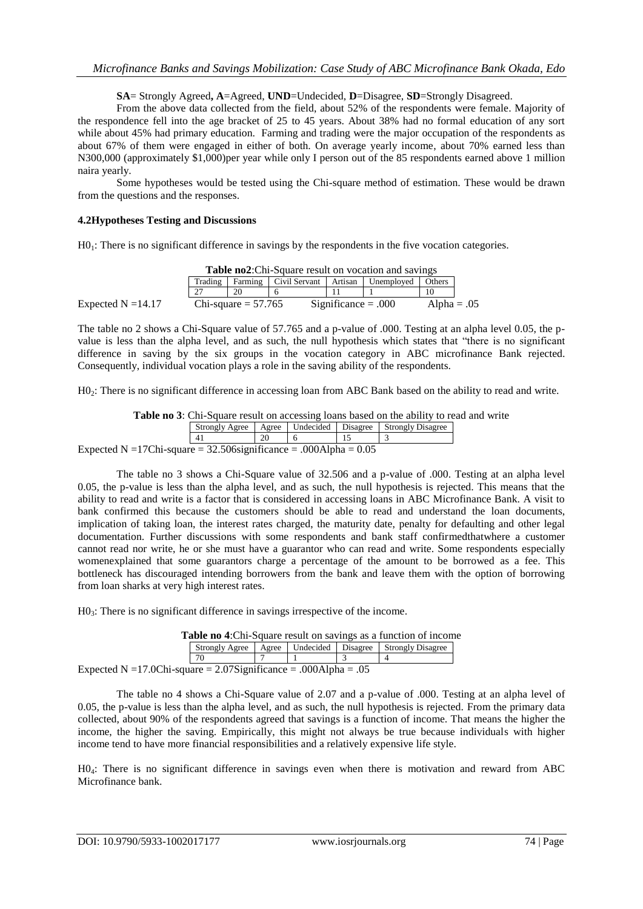**SA**= Strongly Agreed**,** **A**=Agreed, **UND**=Undecided, **D**=Disagree, **SD**=Strongly Disagreed.

From the above data collected from the field, about 52% of the respondents were female. Majority of the respondence fell into the age bracket of 25 to 45 years. About 38% had no formal education of any sort while about 45% had primary education. Farming and trading were the major occupation of the respondents as about 67% of them were engaged in either of both. On average yearly income, about 70% earned less than N300,000 (approximately $1,000)per year while only I person out of the 85 respondents earned above 1 million naira yearly.

Some hypotheses would be tested using the Chi-square method of estimation. These would be drawn from the questions and the responses.

### 4.2Hypotheses Testing and Discussions

$H0_1$: There is no significant difference in savings by the respondents in the five vocation categories.

**Table no2**:Chi-Square result on vocation and savings

| Trading | Farming | Civil Servant | Artisan | Unemployed | Others |
|---|---|---|---|---|---|
| 27 | 20 | 6 | 11 | 1 | 10 |

Expected N =14.17 Chi-square = 57.765 Significance = .000 Alpha = .05

The table no 2 shows a Chi-Square value of 57.765 and a p-value of .000. Testing at an alpha level 0.05, the p-value is less than the alpha level, and as such, the null hypothesis which states that "there is no significant difference in saving by the six groups in the vocation category in ABC microfinance Bank rejected. Consequently, individual vocation plays a role in the saving ability of the respondents.

$H0_2$: There is no significant difference in accessing loan from ABC Bank based on the ability to read and write.

**Table no 3**: Chi-Square result on accessing loans based on the ability to read and write

| Strongly Agree | Agree | Undecided | Disagree | Strongly Disagree |
|---|---|---|---|---|
| 41 | 20 | 6 | 15 | 3 |

Expected N =17Chi-square = 32.506significance = .000Alpha = 0.05

The table no 3 shows a Chi-Square value of 32.506 and a p-value of .000. Testing at an alpha level 0.05, the p-value is less than the alpha level, and as such, the null hypothesis is rejected. This means that the ability to read and write is a factor that is considered in accessing loans in ABC Microfinance Bank. A visit to bank confirmed this because the customers should be able to read and understand the loan documents, implication of taking loan, the interest rates charged, the maturity date, penalty for defaulting and other legal documentation. Further discussions with some respondents and bank staff confirmedthatwhere a customer cannot read nor write, he or she must have a guarantor who can read and write. Some respondents especially womenexplained that some guarantors charge a percentage of the amount to be borrowed as a fee. This bottleneck has discouraged intending borrowers from the bank and leave them with the option of borrowing from loan sharks at very high interest rates.

$H0_3$: There is no significant difference in savings irrespective of the income.

**Table no 4**:Chi-Square result on savings as a function of income

| Strongly Agree | Agree | Undecided | Disagree | Strongly Disagree |
|---|---|---|---|---|
| 70 | 7 | 1 | 3 | 4 |

Expected N =17.0Chi-square = 2.07Significance = .000Alpha = .05

The table no 4 shows a Chi-Square value of 2.07 and a p-value of .000. Testing at an alpha level of 0.05, the p-value is less than the alpha level, and as such, the null hypothesis is rejected. From the primary data collected, about 90% of the respondents agreed that savings is a function of income. That means the higher the income, the higher the saving. Empirically, this might not always be true because individuals with higher income tend to have more financial responsibilities and a relatively expensive life style.

$H0_4$: There is no significant difference in savings even when there is motivation and reward from ABC Microfinance bank.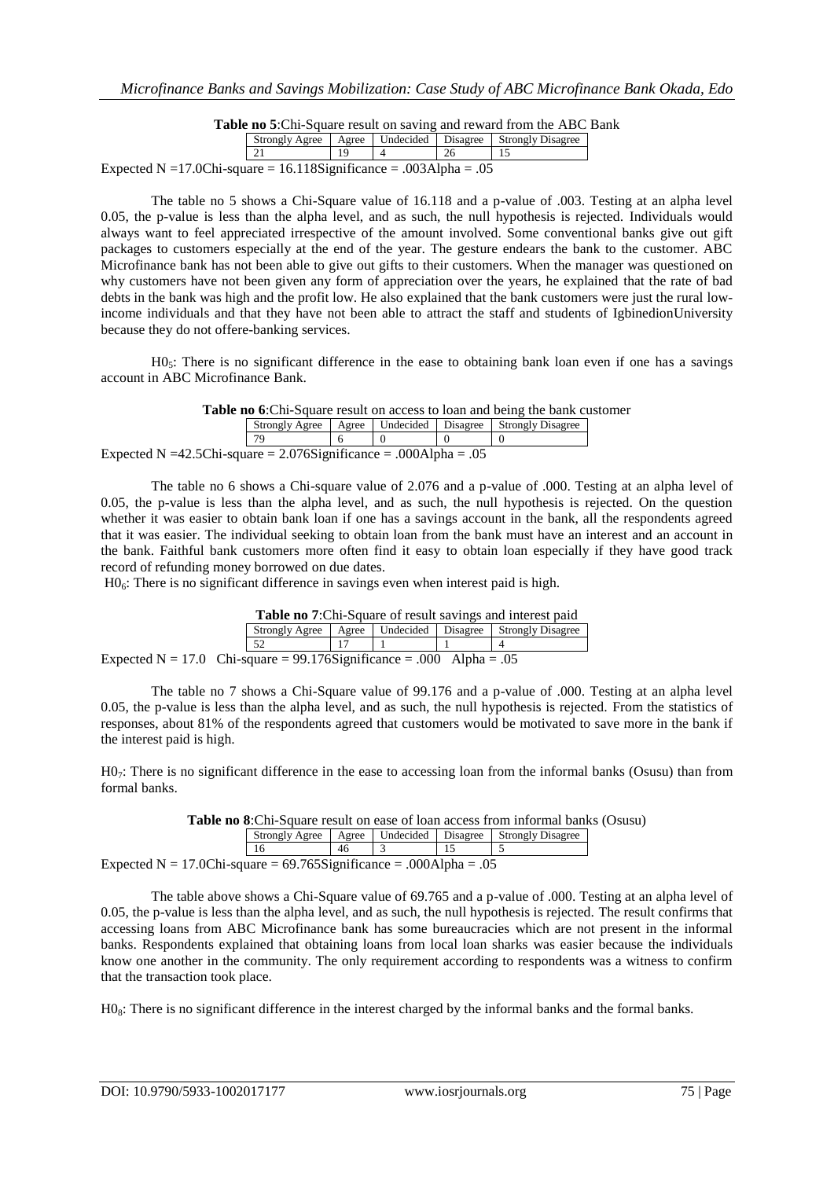**Table no 5**:Chi-Square result on saving and reward from the ABC Bank

| Strongly Agree | Agree | Undecided | Disagree | Strongly Disagree |
|---|---|---|---|---|
| 21 | 19 | 4 | 26 | 15 |

Expected N =17.0Chi-square = 16.118Significance = .003Alpha = .05

The table no 5 shows a Chi-Square value of 16.118 and a p-value of .003. Testing at an alpha level 0.05, the p-value is less than the alpha level, and as such, the null hypothesis is rejected. Individuals would always want to feel appreciated irrespective of the amount involved. Some conventional banks give out gift packages to customers especially at the end of the year. The gesture endears the bank to the customer. ABC Microfinance bank has not been able to give out gifts to their customers. When the manager was questioned on why customers have not been given any form of appreciation over the years, he explained that the rate of bad debts in the bank was high and the profit low. He also explained that the bank customers were just the rural low-income individuals and that they have not been able to attract the staff and students of IgbinedionUniversity because they do not offere-banking services.

$H0_5$: There is no significant difference in the ease to obtaining bank loan even if one has a savings account in ABC Microfinance Bank.

**Table no 6**:Chi-Square result on access to loan and being the bank customer

| Strongly Agree | Agree | Undecided | Disagree | Strongly Disagree |
|---|---|---|---|---|
| 79 | 6 | 0 | 0 | 0 |

Expected N =42.5Chi-square = 2.076Significance = .000Alpha = .05

The table no 6 shows a Chi-square value of 2.076 and a p-value of .000. Testing at an alpha level of 0.05, the p-value is less than the alpha level, and as such, the null hypothesis is rejected. On the question whether it was easier to obtain bank loan if one has a savings account in the bank, all the respondents agreed that it was easier. The individual seeking to obtain loan from the bank must have an interest and an account in the bank. Faithful bank customers more often find it easy to obtain loan especially if they have good track record of refunding money borrowed on due dates.

$H0_6$: There is no significant difference in savings even when interest paid is high.

**Table no 7**:Chi-Square of result savings and interest paid

| Strongly Agree | Agree | Undecided | Disagree | Strongly Disagree |
|---|---|---|---|---|
| 52 | 17 | 1 | 1 | 4 |

Expected N = 17.0 Chi-square = 99.176Significance = .000 Alpha = .05

The table no 7 shows a Chi-Square value of 99.176 and a p-value of .000. Testing at an alpha level 0.05, the p-value is less than the alpha level, and as such, the null hypothesis is rejected. From the statistics of responses, about 81% of the respondents agreed that customers would be motivated to save more in the bank if the interest paid is high.

$H0_7$: There is no significant difference in the ease to accessing loan from the informal banks (Osusu) than from formal banks.

**Table no 8**:Chi-Square result on ease of loan access from informal banks (Osusu)

| Strongly Agree | Agree | Undecided | Disagree | Strongly Disagree |
|---|---|---|---|---|
| 16 | 46 | 3 | 15 | 5 |

Expected N = 17.0Chi-square = 69.765Significance = .000Alpha = .05

The table above shows a Chi-Square value of 69.765 and a p-value of .000. Testing at an alpha level of 0.05, the p-value is less than the alpha level, and as such, the null hypothesis is rejected. The result confirms that accessing loans from ABC Microfinance bank has some bureaucracies which are not present in the informal banks. Respondents explained that obtaining loans from local loan sharks was easier because the individuals know one another in the community. The only requirement according to respondents was a witness to confirm that the transaction took place.

$H0_8$: There is no significant difference in the interest charged by the informal banks and the formal banks.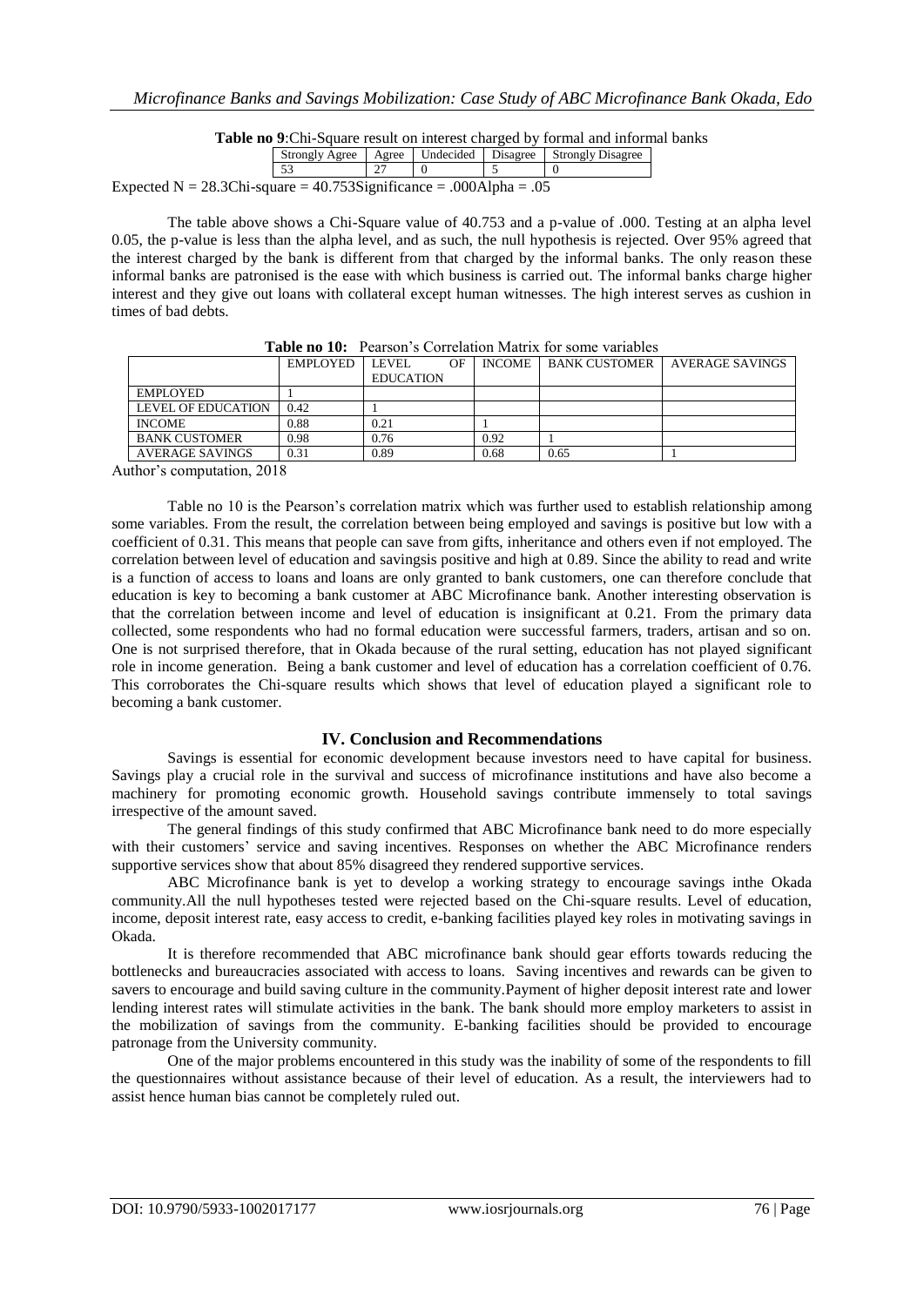**Table no 9**:Chi-Square result on interest charged by formal and informal banks

| Strongly Agree | Agree | Undecided | Disagree | Strongly Disagree |
|---|---|---|---|---|
| 53 | 27 | 0 | 5 | 0 |

Expected N = 28.3Chi-square = 40.753Significance = .000Alpha = .05

The table above shows a Chi-Square value of 40.753 and a p-value of .000. Testing at an alpha level 0.05, the p-value is less than the alpha level, and as such, the null hypothesis is rejected. Over 95% agreed that the interest charged by the bank is different from that charged by the informal banks. The only reason these informal banks are patronised is the ease with which business is carried out. The informal banks charge higher interest and they give out loans with collateral except human witnesses. The high interest serves as cushion in times of bad debts.

**Table no 10:** Pearson's Correlation Matrix for some variables

| | EMPLOYED | LEVEL OF EDUCATION | INCOME | BANK CUSTOMER | AVERAGE SAVINGS |
|---|---|---|---|---|---|
| EMPLOYED | 1 | | | | |
| LEVEL OF EDUCATION | 0.42 | 1 | | | |
| INCOME | 0.88 | 0.21 | 1 | | |
| BANK CUSTOMER | 0.98 | 0.76 | 0.92 | 1 | |
| AVERAGE SAVINGS | 0.31 | 0.89 | 0.68 | 0.65 | 1 |

Author's computation, 2018

Table no 10 is the Pearson's correlation matrix which was further used to establish relationship among some variables. From the result, the correlation between being employed and savings is positive but low with a coefficient of 0.31. This means that people can save from gifts, inheritance and others even if not employed. The correlation between level of education and savingsis positive and high at 0.89. Since the ability to read and write is a function of access to loans and loans are only granted to bank customers, one can therefore conclude that education is key to becoming a bank customer at ABC Microfinance bank. Another interesting observation is that the correlation between income and level of education is insignificant at 0.21. From the primary data collected, some respondents who had no formal education were successful farmers, traders, artisan and so on. One is not surprised therefore, that in Okada because of the rural setting, education has not played significant role in income generation. Being a bank customer and level of education has a correlation coefficient of 0.76. This corroborates the Chi-square results which shows that level of education played a significant role to becoming a bank customer.

## IV. Conclusion and Recommendations

Savings is essential for economic development because investors need to have capital for business. Savings play a crucial role in the survival and success of microfinance institutions and have also become a machinery for promoting economic growth. Household savings contribute immensely to total savings irrespective of the amount saved.

The general findings of this study confirmed that ABC Microfinance bank need to do more especially with their customers' service and saving incentives. Responses on whether the ABC Microfinance renders supportive services show that about 85% disagreed they rendered supportive services.

ABC Microfinance bank is yet to develop a working strategy to encourage savings inthe Okada community.All the null hypotheses tested were rejected based on the Chi-square results. Level of education, income, deposit interest rate, easy access to credit, e-banking facilities played key roles in motivating savings in Okada.

It is therefore recommended that ABC microfinance bank should gear efforts towards reducing the bottlenecks and bureaucracies associated with access to loans. Saving incentives and rewards can be given to savers to encourage and build saving culture in the community.Payment of higher deposit interest rate and lower lending interest rates will stimulate activities in the bank. The bank should more employ marketers to assist in the mobilization of savings from the community. E-banking facilities should be provided to encourage patronage from the University community.

One of the major problems encountered in this study was the inability of some of the respondents to fill the questionnaires without assistance because of their level of education. As a result, the interviewers had to assist hence human bias cannot be completely ruled out.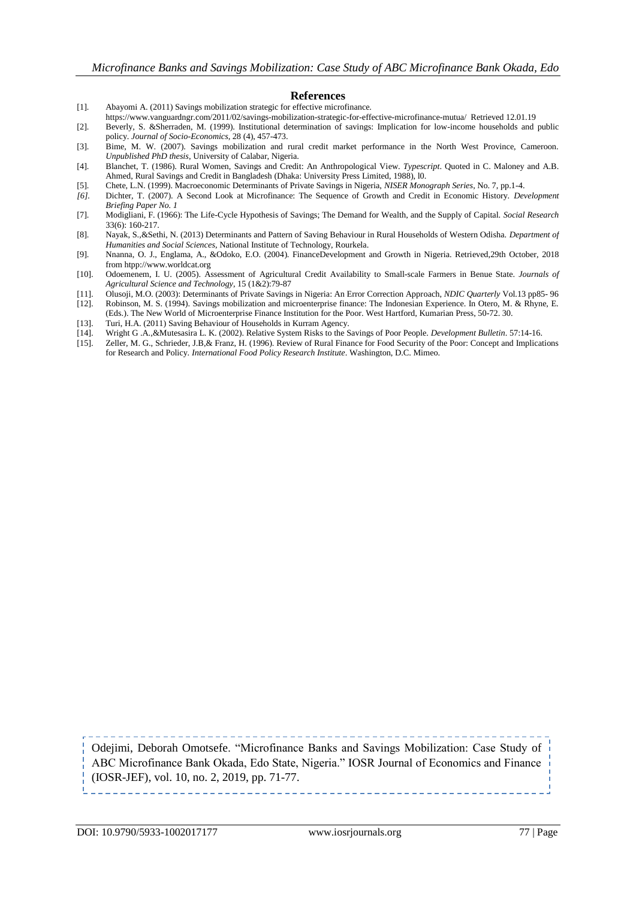## References

[1]. Abayomi A. (2011) Savings mobilization strategic for effective microfinance. https://www.vanguardngr.com/2011/02/savings-mobilization-strategic-for-effective-microfinance-mutua/ Retrieved 12.01.19

[2]. Beverly, S. &Sherraden, M. (1999). Institutional determination of savings: Implication for low-income households and public policy. *Journal of Socio-Economics*, 28 (4), 457-473.

[3]. Bime, M. W. (2007). Savings mobilization and rural credit market performance in the North West Province, Cameroon. *Unpublished PhD thesis*, University of Calabar, Nigeria.

[4]. Blanchet, T. (1986). Rural Women, Savings and Credit: An Anthropological View. *Typescript*. Quoted in C. Maloney and A.B. Ahmed, Rural Savings and Credit in Bangladesh (Dhaka: University Press Limited, 1988), l0.

[5]. Chete, L.N. (1999). Macroeconomic Determinants of Private Savings in Nigeria, *NISER Monograph Series*, No. 7, pp.1-4.

*[6].* Dichter, T. (2007). A Second Look at Microfinance: The Sequence of Growth and Credit in Economic History. *Development Briefing Paper No. 1*

[7]. Modigliani, F. (1966): The Life-Cycle Hypothesis of Savings; The Demand for Wealth, and the Supply of Capital. *Social Research* 33(6): 160-217.

[8]. Nayak, S.,&Sethi, N. (2013) Determinants and Pattern of Saving Behaviour in Rural Households of Western Odisha. *Department of Humanities and Social Sciences*, National Institute of Technology, Rourkela.

[9]. Nnanna, O. J., Englama, A., &Odoko, E.O. (2004). FinanceDevelopment and Growth in Nigeria. Retrieved,29th October, 2018 from htpp://www.worldcat.org

[10]. Odoemenem, I. U. (2005). Assessment of Agricultural Credit Availability to Small-scale Farmers in Benue State. *Journals of Agricultural Science and Technology*, 15 (1&2):79-87

[11]. Olusoji, M.O. (2003): Determinants of Private Savings in Nigeria: An Error Correction Approach, *NDIC Quarterly* Vol.13 pp85- 96

[12]. Robinson, M. S. (1994). Savings mobilization and microenterprise finance: The Indonesian Experience. In Otero, M. & Rhyne, E. (Eds.). The New World of Microenterprise Finance Institution for the Poor. West Hartford, Kumarian Press, 50-72. 30.

[13]. Turi, H.A. (2011) Saving Behaviour of Households in Kurram Agency.

[14]. Wright G .A.,&Mutesasira L. K. (2002). Relative System Risks to the Savings of Poor People. *Development Bulletin*. 57:14-16.

[15]. Zeller, M. G., Schrieder, J.B,& Franz, H. (1996). Review of Rural Finance for Food Security of the Poor: Concept and Implications for Research and Policy. *International Food Policy Research Institute*. Washington, D.C. Mimeo.

Odejimi, Deborah Omotsefe. "Microfinance Banks and Savings Mobilization: Case Study of ABC Microfinance Bank Okada, Edo State, Nigeria." IOSR Journal of Economics and Finance (IOSR-JEF), vol. 10, no. 2, 2019, pp. 71-77.